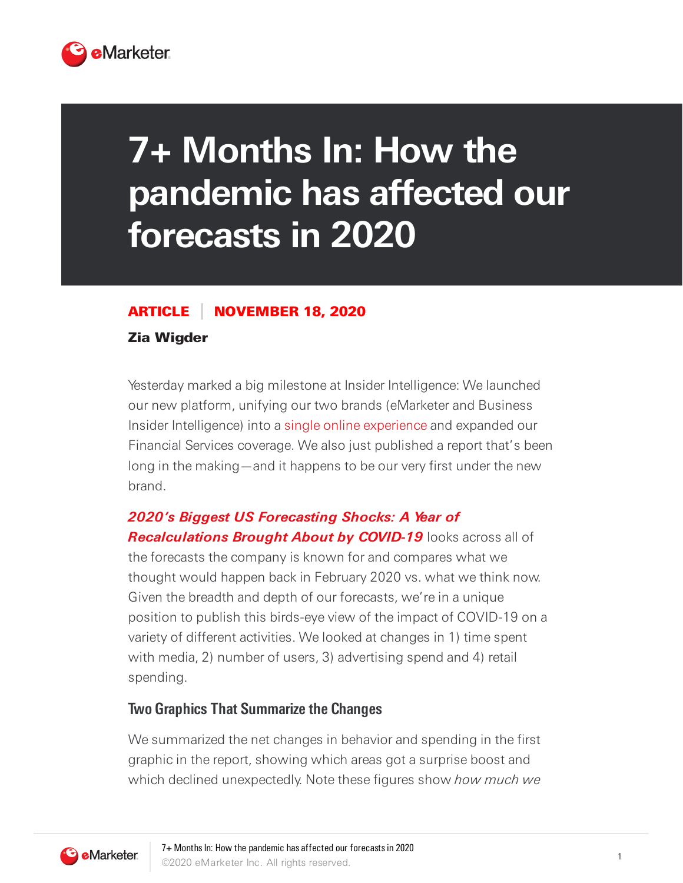# 7+ Months In: How the pandemic has affected our forecasts in 2020

**ARTICLE** | **NOVEMBER 18, 2020**

**Zia Wigder**

Yesterday marked a big milestone at Insider Intelligence: We launched our new platform, unifying our two brands (eMarketer and Business Insider Intelligence) into a single online experience and expanded our Financial Services coverage. We also just published a report that's been long in the making—and it happens to be our very first under the new brand.

***2020's Biggest US Forecasting Shocks: A Year of Recalculations Brought About by COVID-19*** looks across all of the forecasts the company is known for and compares what we thought would happen back in February 2020 vs. what we think now. Given the breadth and depth of our forecasts, we're in a unique position to publish this birds-eye view of the impact of COVID-19 on a variety of different activities. We looked at changes in 1) time spent with media, 2) number of users, 3) advertising spend and 4) retail spending.

## Two Graphics That Summarize the Changes

We summarized the net changes in behavior and spending in the first graphic in the report, showing which areas got a surprise boost and which declined unexpectedly. Note these figures show *how much we*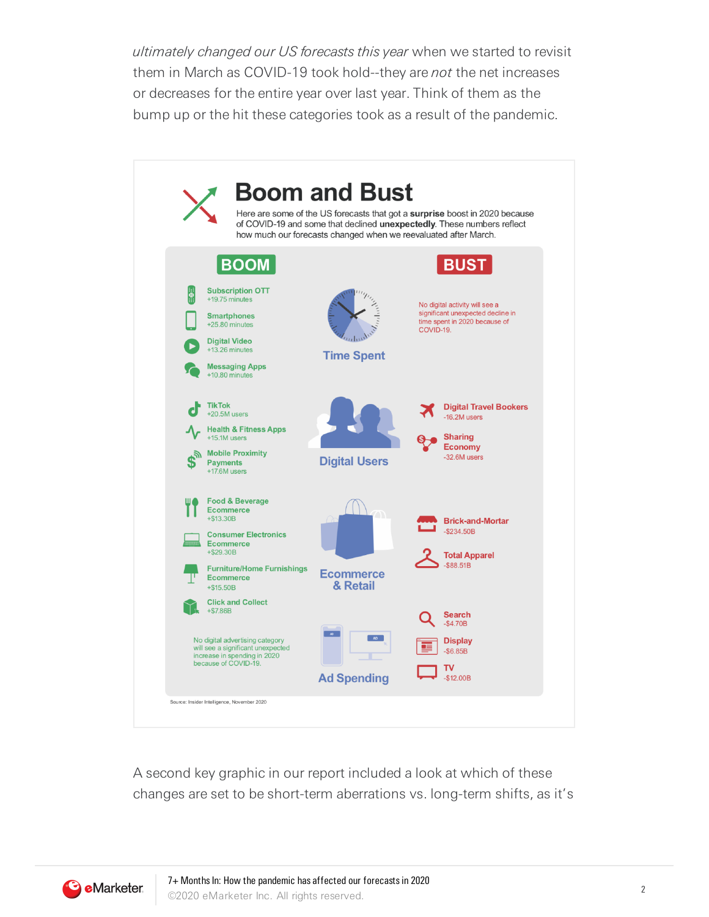*ultimately changed our US forecasts this year* when we started to revisit them in March as COVID-19 took hold--they are *not* the net increases or decreases for the entire year over last year. Think of them as the bump up or the hit these categories took as a result of the pandemic.

# Boom and Bust

Here are some of the US forecasts that got a **surprise** boost in 2020 because of COVID-19 and some that declined **unexpectedly**. These numbers reflect how much our forecasts changed when we reevaluated after March.

| | BOOM | BUST |
|---|---|---|
| **Time Spent** | Subscription OTT +19.75 minutes; Smartphones +25.80 minutes; Digital Video +13.26 minutes; Messaging Apps +10.80 minutes | No digital activity will see a significant unexpected decline in time spent in 2020 because of COVID-19. |
| **Digital Users** | TikTok +20.5M users; Health & Fitness Apps +15.1M users; Mobile Proximity Payments +17.6M users | Digital Travel Bookers -16.2M users; Sharing Economy -32.6M users |
| **Ecommerce & Retail** | Food & Beverage Ecommerce +$13.30B; Consumer Electronics Ecommerce +$29.30B; Furniture/Home Furnishings Ecommerce +$15.50B; Click and Collect +$7.86B | Brick-and-Mortar -$234.50B; Total Apparel -$88.51B |
| **Ad Spending** | No digital advertising category will see a significant unexpected increase in spending in 2020 because of COVID-19. | Search -$4.70B; Display -$6.85B; TV -$12.00B |

Source: Insider Intelligence, November 2020

A second key graphic in our report included a look at which of these changes are set to be short-term aberrations vs. long-term shifts, as it's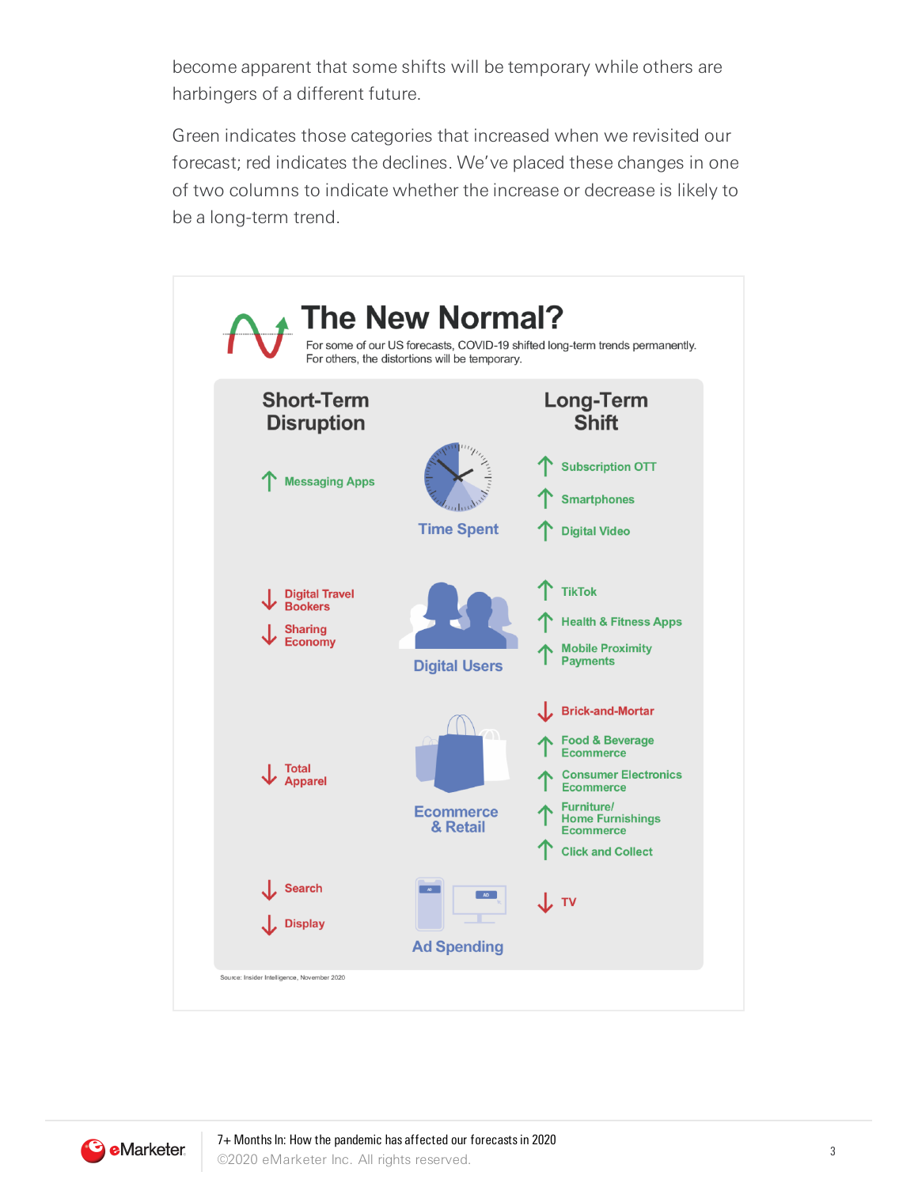become apparent that some shifts will be temporary while others are harbingers of a different future.

Green indicates those categories that increased when we revisited our forecast; red indicates the declines. We've placed these changes in one of two columns to indicate whether the increase or decrease is likely to be a long-term trend.

## The New Normal?

For some of our US forecasts, COVID-19 shifted long-term trends permanently. For others, the distortions will be temporary.

| Short-Term Disruption | Category | Long-Term Shift |
|---|---|---|
| ↑ Messaging Apps | Time Spent | ↑ Subscription OTT<br>↑ Smartphones<br>↑ Digital Video |
| ↓ Digital Travel Bookers<br>↓ Sharing Economy | Digital Users | ↑ TikTok<br>↑ Health & Fitness Apps<br>↑ Mobile Proximity Payments |
| ↓ Total Apparel | Ecommerce & Retail | ↓ Brick-and-Mortar<br>↑ Food & Beverage Ecommerce<br>↑ Consumer Electronics Ecommerce<br>↑ Furniture/ Home Furnishings Ecommerce<br>↑ Click and Collect |
| ↓ Search<br>↓ Display | Ad Spending | ↓ TV |

Source: Insider Intelligence, November 2020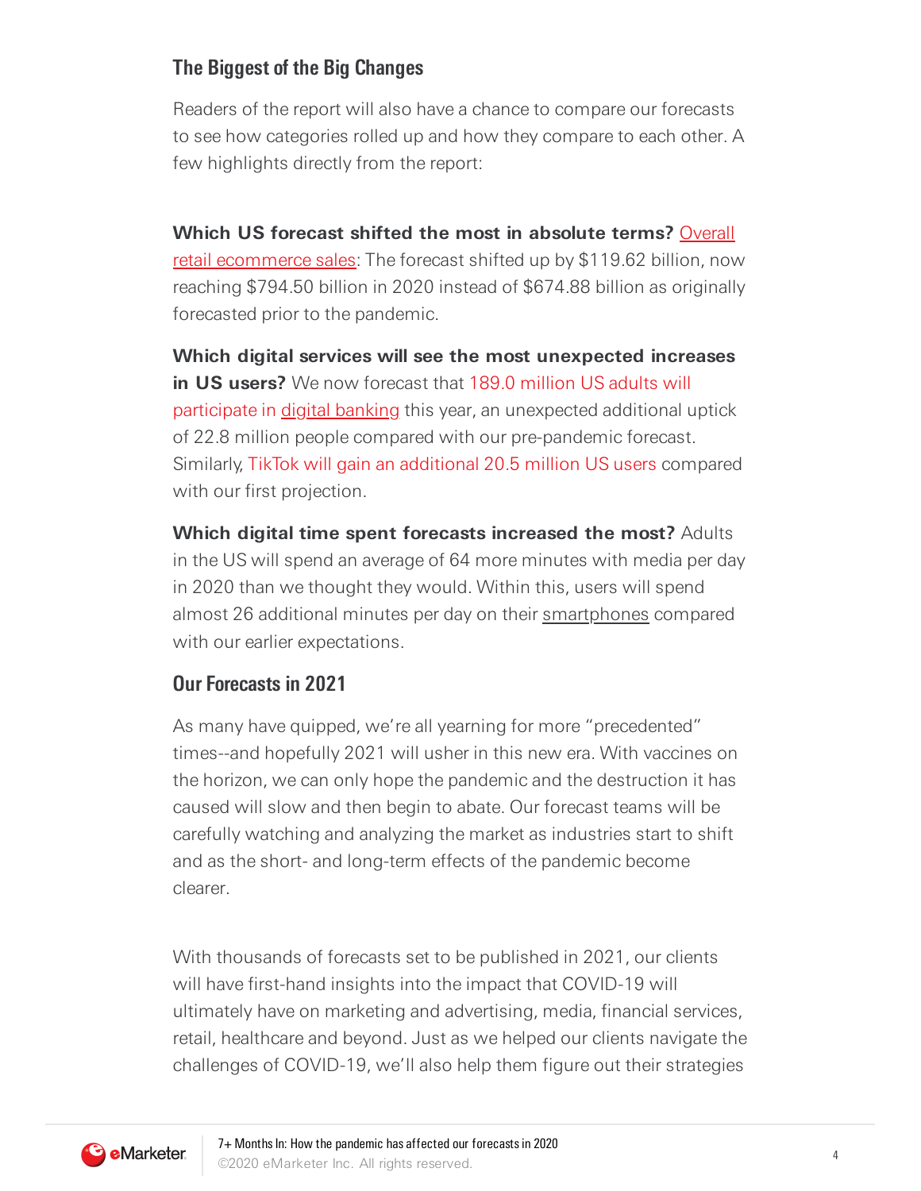## The Biggest of the Big Changes

Readers of the report will also have a chance to compare our forecasts to see how categories rolled up and how they compare to each other. A few highlights directly from the report:

**Which US forecast shifted the most in absolute terms?** Overall retail ecommerce sales: The forecast shifted up by $119.62 billion, now reaching $794.50 billion in 2020 instead of $674.88 billion as originally forecasted prior to the pandemic.

**Which digital services will see the most unexpected increases in US users?** We now forecast that 189.0 million US adults will participate in digital banking this year, an unexpected additional uptick of 22.8 million people compared with our pre-pandemic forecast. Similarly, TikTok will gain an additional 20.5 million US users compared with our first projection.

**Which digital time spent forecasts increased the most?** Adults in the US will spend an average of 64 more minutes with media per day in 2020 than we thought they would. Within this, users will spend almost 26 additional minutes per day on their smartphones compared with our earlier expectations.

## Our Forecasts in 2021

As many have quipped, we're all yearning for more "precedented" times--and hopefully 2021 will usher in this new era. With vaccines on the horizon, we can only hope the pandemic and the destruction it has caused will slow and then begin to abate. Our forecast teams will be carefully watching and analyzing the market as industries start to shift and as the short- and long-term effects of the pandemic become clearer.

With thousands of forecasts set to be published in 2021, our clients will have first-hand insights into the impact that COVID-19 will ultimately have on marketing and advertising, media, financial services, retail, healthcare and beyond. Just as we helped our clients navigate the challenges of COVID-19, we'll also help them figure out their strategies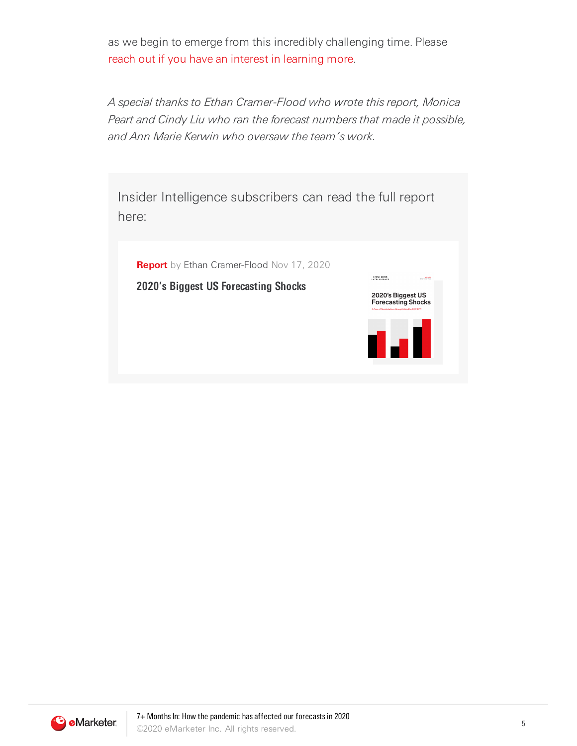as we begin to emerge from this incredibly challenging time. Please reach out if you have an interest in learning more.

*A special thanks to Ethan Cramer-Flood who wrote this report, Monica Peart and Cindy Liu who ran the forecast numbers that made it possible, and Ann Marie Kerwin who oversaw the team's work.*

Insider Intelligence subscribers can read the full report here:

**Report** by Ethan Cramer-Flood Nov 17, 2020

**2020's Biggest US Forecasting Shocks**